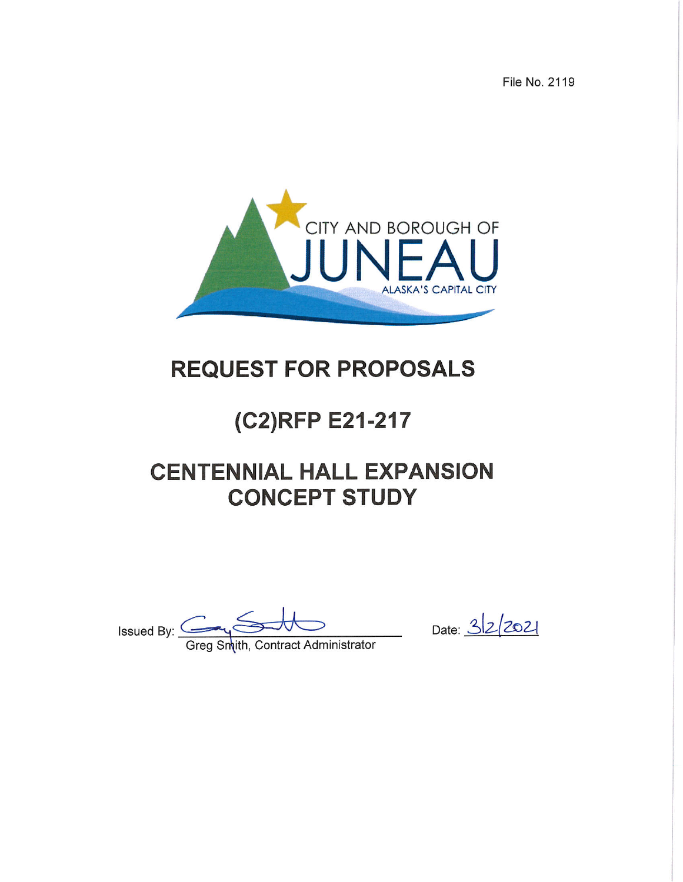File No. 2119

CITY AND BOROUGH OF

JUNEAU

ALASKA'S CAPITAL CITY

# REQUEST FOR PROPOSALS

# (C2)RFP E21-217

# CENTENNIAL HALL EXPANSION CONCEPT STUDY

Issued By: Greg Smith, Contract Administrator

Date: 3/2/2021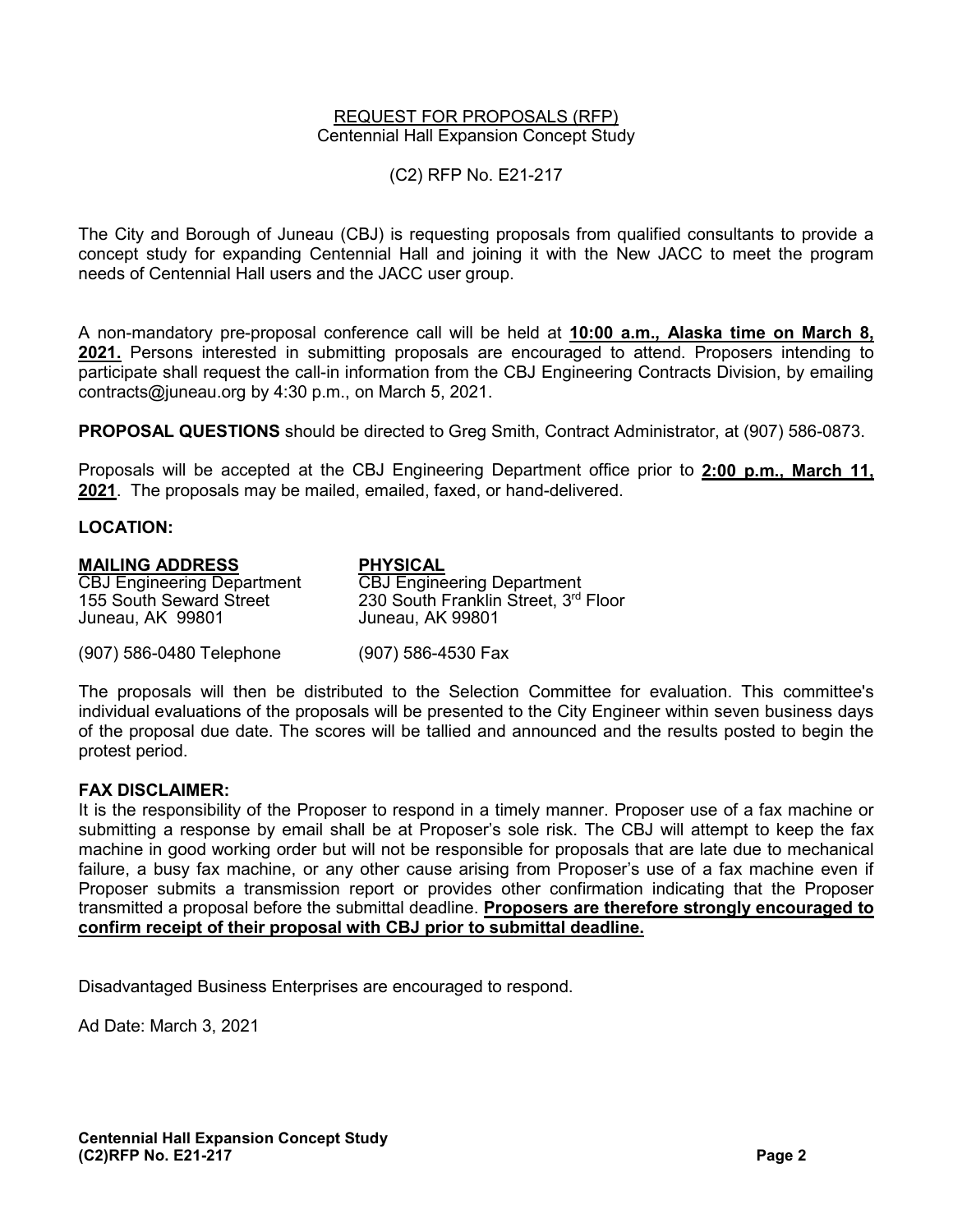# REQUEST FOR PROPOSALS (RFP)

Centennial Hall Expansion Concept Study

(C2) RFP No. E21-217

The City and Borough of Juneau (CBJ) is requesting proposals from qualified consultants to provide a concept study for expanding Centennial Hall and joining it with the New JACC to meet the program needs of Centennial Hall users and the JACC user group.

A non-mandatory pre-proposal conference call will be held at **10:00 a.m., Alaska time on March 8, 2021.** Persons interested in submitting proposals are encouraged to attend. Proposers intending to participate shall request the call-in information from the CBJ Engineering Contracts Division, by emailing contracts@juneau.org by 4:30 p.m., on March 5, 2021.

**PROPOSAL QUESTIONS** should be directed to Greg Smith, Contract Administrator, at (907) 586-0873.

Proposals will be accepted at the CBJ Engineering Department office prior to **2:00 p.m., March 11, 2021**. The proposals may be mailed, emailed, faxed, or hand-delivered.

**LOCATION:**

| **MAILING ADDRESS** | **PHYSICAL** |
|---|---|
| CBJ Engineering Department | CBJ Engineering Department |
| 155 South Seward Street | 230 South Franklin Street, 3rd Floor |
| Juneau, AK 99801 | Juneau, AK 99801 |
| (907) 586-0480 Telephone | (907) 586-4530 Fax |

The proposals will then be distributed to the Selection Committee for evaluation. This committee's individual evaluations of the proposals will be presented to the City Engineer within seven business days of the proposal due date. The scores will be tallied and announced and the results posted to begin the protest period.

**FAX DISCLAIMER:**

It is the responsibility of the Proposer to respond in a timely manner. Proposer use of a fax machine or submitting a response by email shall be at Proposer's sole risk. The CBJ will attempt to keep the fax machine in good working order but will not be responsible for proposals that are late due to mechanical failure, a busy fax machine, or any other cause arising from Proposer's use of a fax machine even if Proposer submits a transmission report or provides other confirmation indicating that the Proposer transmitted a proposal before the submittal deadline. **Proposers are therefore strongly encouraged to confirm receipt of their proposal with CBJ prior to submittal deadline.**

Disadvantaged Business Enterprises are encouraged to respond.

Ad Date: March 3, 2021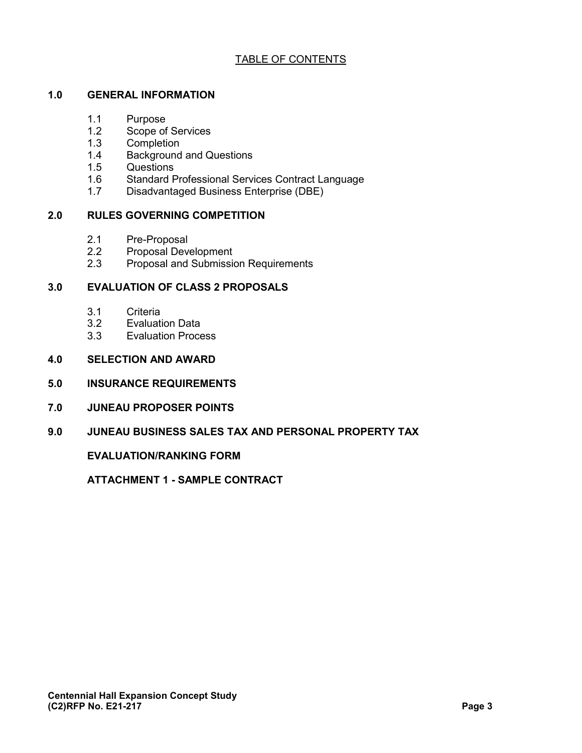# TABLE OF CONTENTS

**1.0 GENERAL INFORMATION**

- 1.1 Purpose
- 1.2 Scope of Services
- 1.3 Completion
- 1.4 Background and Questions
- 1.5 Questions
- 1.6 Standard Professional Services Contract Language
- 1.7 Disadvantaged Business Enterprise (DBE)

**2.0 RULES GOVERNING COMPETITION**

- 2.1 Pre-Proposal
- 2.2 Proposal Development
- 2.3 Proposal and Submission Requirements

**3.0 EVALUATION OF CLASS 2 PROPOSALS**

- 3.1 Criteria
- 3.2 Evaluation Data
- 3.3 Evaluation Process

**4.0 SELECTION AND AWARD**

**5.0 INSURANCE REQUIREMENTS**

**7.0 JUNEAU PROPOSER POINTS**

**9.0 JUNEAU BUSINESS SALES TAX AND PERSONAL PROPERTY TAX**

**EVALUATION/RANKING FORM**

**ATTACHMENT 1 - SAMPLE CONTRACT**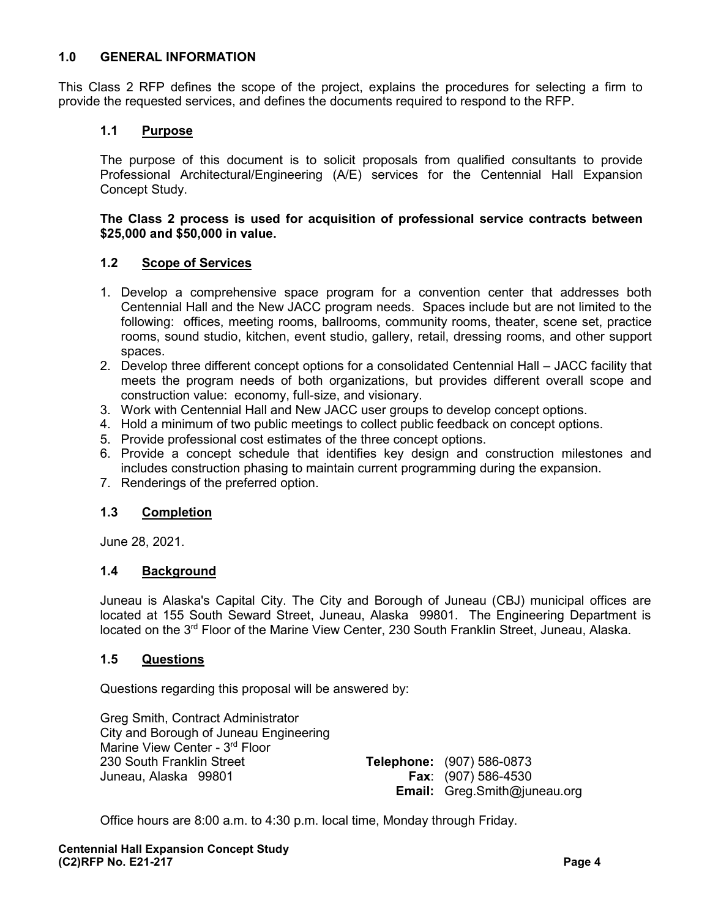## 1.0 GENERAL INFORMATION

This Class 2 RFP defines the scope of the project, explains the procedures for selecting a firm to provide the requested services, and defines the documents required to respond to the RFP.

### 1.1 Purpose

The purpose of this document is to solicit proposals from qualified consultants to provide Professional Architectural/Engineering (A/E) services for the Centennial Hall Expansion Concept Study.

**The Class 2 process is used for acquisition of professional service contracts between $25,000 and $50,000 in value.**

### 1.2 Scope of Services

1. Develop a comprehensive space program for a convention center that addresses both Centennial Hall and the New JACC program needs. Spaces include but are not limited to the following: offices, meeting rooms, ballrooms, community rooms, theater, scene set, practice rooms, sound studio, kitchen, event studio, gallery, retail, dressing rooms, and other support spaces.
2. Develop three different concept options for a consolidated Centennial Hall – JACC facility that meets the program needs of both organizations, but provides different overall scope and construction value: economy, full-size, and visionary.
3. Work with Centennial Hall and New JACC user groups to develop concept options.
4. Hold a minimum of two public meetings to collect public feedback on concept options.
5. Provide professional cost estimates of the three concept options.
6. Provide a concept schedule that identifies key design and construction milestones and includes construction phasing to maintain current programming during the expansion.
7. Renderings of the preferred option.

### 1.3 Completion

June 28, 2021.

### 1.4 Background

Juneau is Alaska's Capital City. The City and Borough of Juneau (CBJ) municipal offices are located at 155 South Seward Street, Juneau, Alaska 99801. The Engineering Department is located on the 3rd Floor of the Marine View Center, 230 South Franklin Street, Juneau, Alaska.

### 1.5 Questions

Questions regarding this proposal will be answered by:

Greg Smith, Contract Administrator
City and Borough of Juneau Engineering
Marine View Center - 3rd Floor
230 South Franklin Street
Juneau, Alaska 99801

**Telephone:** (907) 586-0873
**Fax**: (907) 586-4530
**Email:** Greg.Smith@juneau.org

Office hours are 8:00 a.m. to 4:30 p.m. local time, Monday through Friday.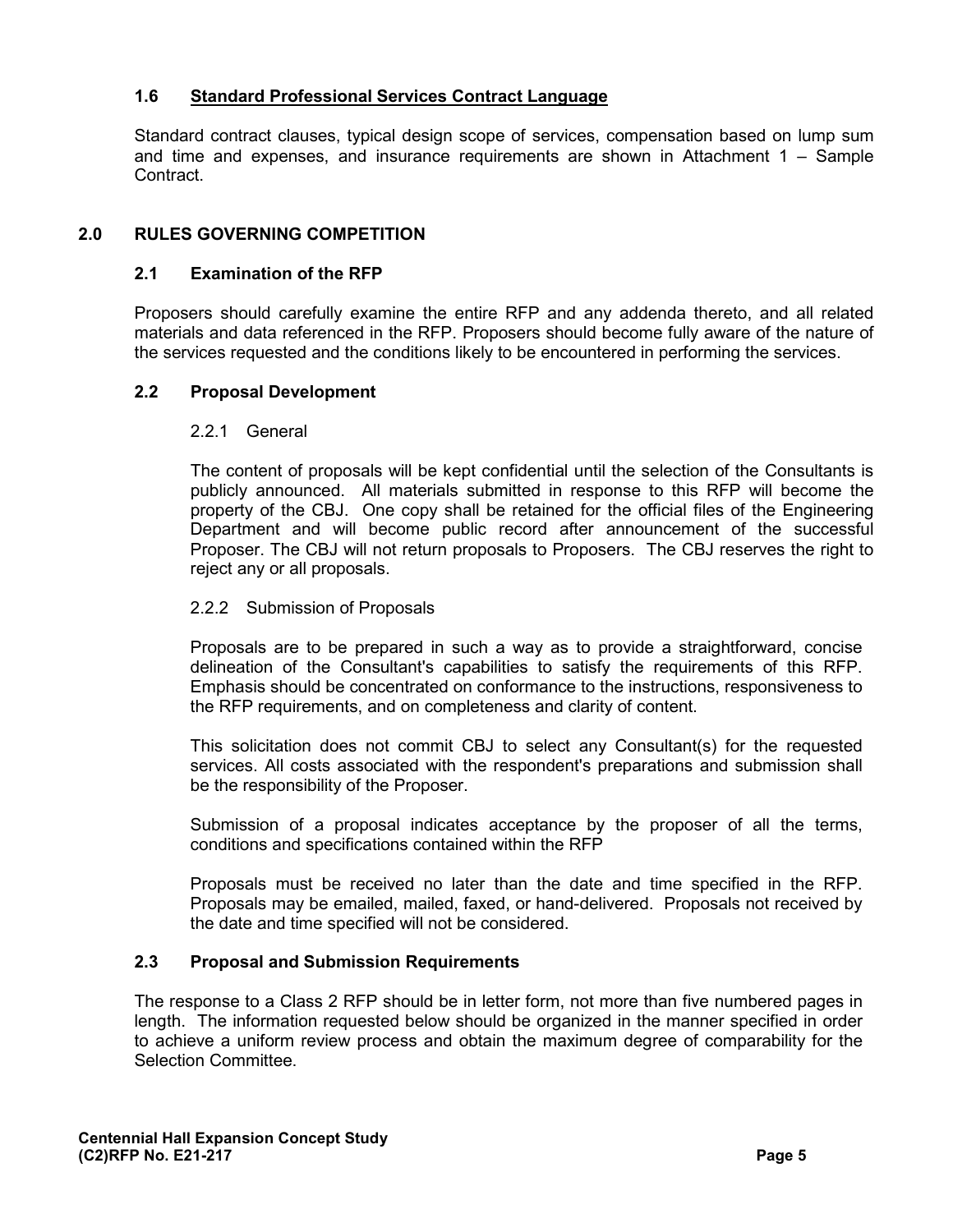### 1.6 Standard Professional Services Contract Language

Standard contract clauses, typical design scope of services, compensation based on lump sum and time and expenses, and insurance requirements are shown in Attachment 1 – Sample Contract.

## 2.0 RULES GOVERNING COMPETITION

### 2.1 Examination of the RFP

Proposers should carefully examine the entire RFP and any addenda thereto, and all related materials and data referenced in the RFP. Proposers should become fully aware of the nature of the services requested and the conditions likely to be encountered in performing the services.

### 2.2 Proposal Development

#### 2.2.1 General

The content of proposals will be kept confidential until the selection of the Consultants is publicly announced. All materials submitted in response to this RFP will become the property of the CBJ. One copy shall be retained for the official files of the Engineering Department and will become public record after announcement of the successful Proposer. The CBJ will not return proposals to Proposers. The CBJ reserves the right to reject any or all proposals.

#### 2.2.2 Submission of Proposals

Proposals are to be prepared in such a way as to provide a straightforward, concise delineation of the Consultant's capabilities to satisfy the requirements of this RFP. Emphasis should be concentrated on conformance to the instructions, responsiveness to the RFP requirements, and on completeness and clarity of content.

This solicitation does not commit CBJ to select any Consultant(s) for the requested services. All costs associated with the respondent's preparations and submission shall be the responsibility of the Proposer.

Submission of a proposal indicates acceptance by the proposer of all the terms, conditions and specifications contained within the RFP

Proposals must be received no later than the date and time specified in the RFP. Proposals may be emailed, mailed, faxed, or hand-delivered. Proposals not received by the date and time specified will not be considered.

### 2.3 Proposal and Submission Requirements

The response to a Class 2 RFP should be in letter form, not more than five numbered pages in length. The information requested below should be organized in the manner specified in order to achieve a uniform review process and obtain the maximum degree of comparability for the Selection Committee.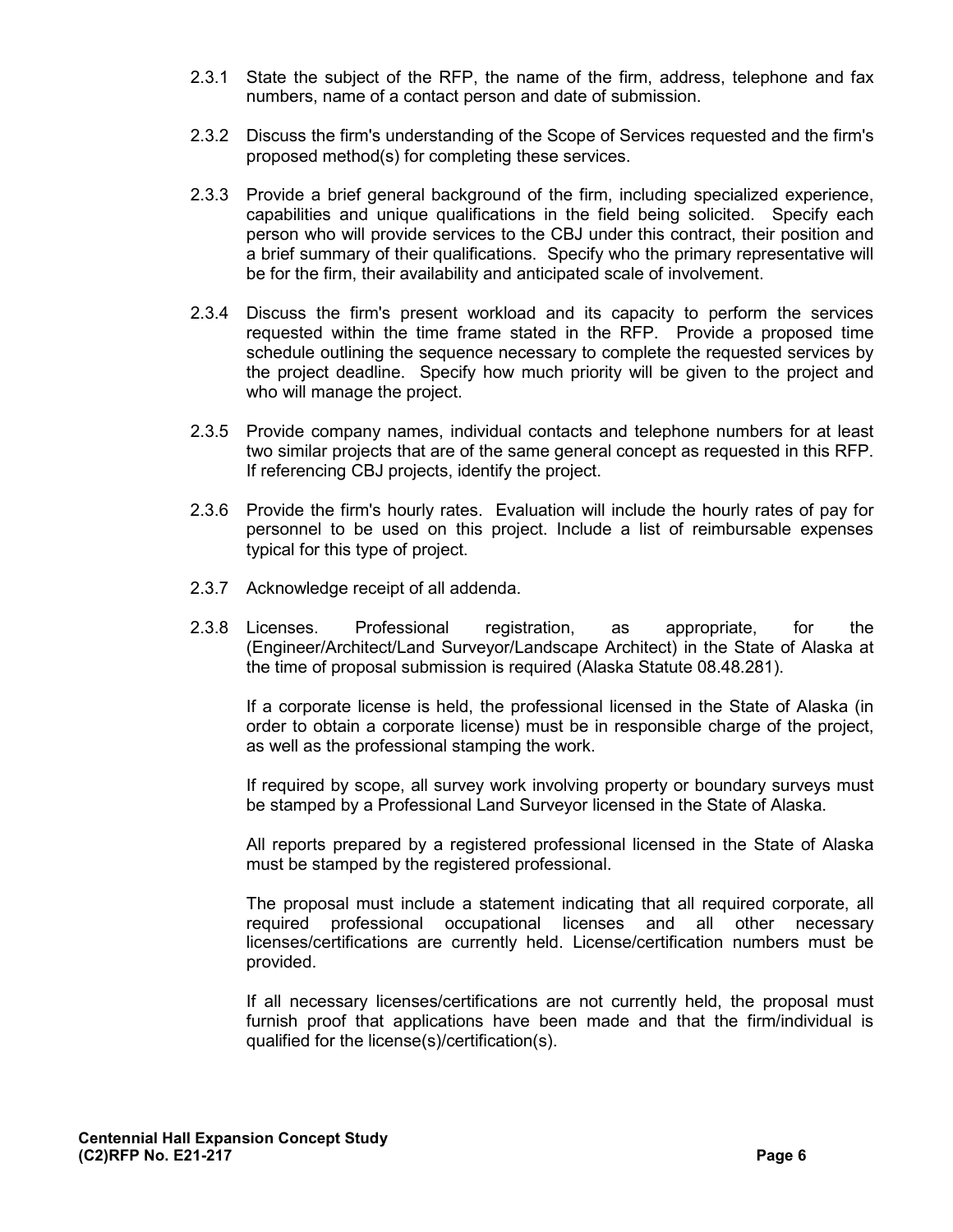2.3.1 State the subject of the RFP, the name of the firm, address, telephone and fax numbers, name of a contact person and date of submission.

2.3.2 Discuss the firm's understanding of the Scope of Services requested and the firm's proposed method(s) for completing these services.

2.3.3 Provide a brief general background of the firm, including specialized experience, capabilities and unique qualifications in the field being solicited. Specify each person who will provide services to the CBJ under this contract, their position and a brief summary of their qualifications. Specify who the primary representative will be for the firm, their availability and anticipated scale of involvement.

2.3.4 Discuss the firm's present workload and its capacity to perform the services requested within the time frame stated in the RFP. Provide a proposed time schedule outlining the sequence necessary to complete the requested services by the project deadline. Specify how much priority will be given to the project and who will manage the project.

2.3.5 Provide company names, individual contacts and telephone numbers for at least two similar projects that are of the same general concept as requested in this RFP. If referencing CBJ projects, identify the project.

2.3.6 Provide the firm's hourly rates. Evaluation will include the hourly rates of pay for personnel to be used on this project. Include a list of reimbursable expenses typical for this type of project.

2.3.7 Acknowledge receipt of all addenda.

2.3.8 Licenses. Professional registration, as appropriate, for the (Engineer/Architect/Land Surveyor/Landscape Architect) in the State of Alaska at the time of proposal submission is required (Alaska Statute 08.48.281).

If a corporate license is held, the professional licensed in the State of Alaska (in order to obtain a corporate license) must be in responsible charge of the project, as well as the professional stamping the work.

If required by scope, all survey work involving property or boundary surveys must be stamped by a Professional Land Surveyor licensed in the State of Alaska.

All reports prepared by a registered professional licensed in the State of Alaska must be stamped by the registered professional.

The proposal must include a statement indicating that all required corporate, all required professional occupational licenses and all other necessary licenses/certifications are currently held. License/certification numbers must be provided.

If all necessary licenses/certifications are not currently held, the proposal must furnish proof that applications have been made and that the firm/individual is qualified for the license(s)/certification(s).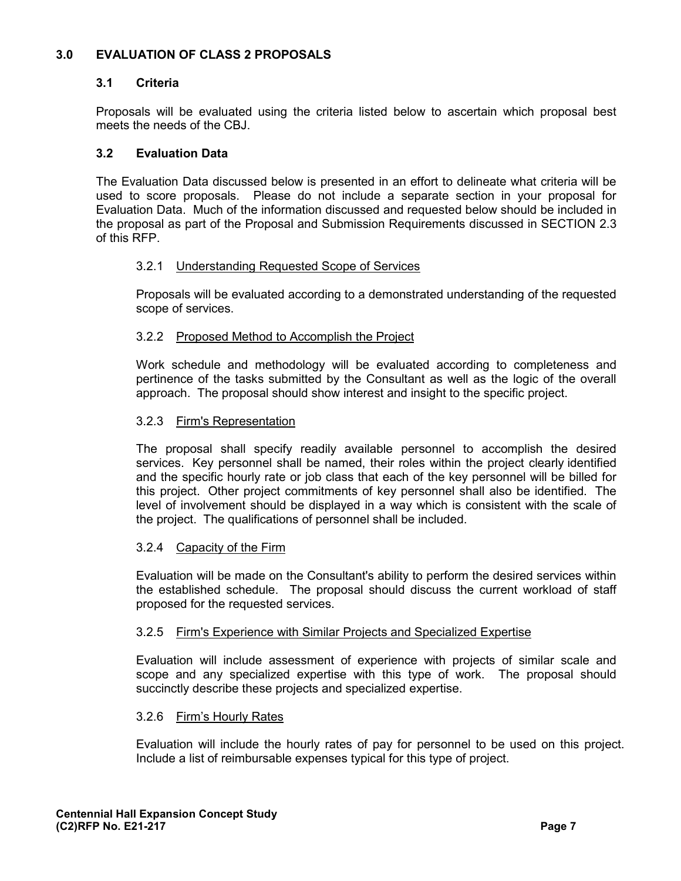## 3.0 EVALUATION OF CLASS 2 PROPOSALS

### 3.1 Criteria

Proposals will be evaluated using the criteria listed below to ascertain which proposal best meets the needs of the CBJ.

### 3.2 Evaluation Data

The Evaluation Data discussed below is presented in an effort to delineate what criteria will be used to score proposals. Please do not include a separate section in your proposal for Evaluation Data. Much of the information discussed and requested below should be included in the proposal as part of the Proposal and Submission Requirements discussed in SECTION 2.3 of this RFP.

#### 3.2.1 Understanding Requested Scope of Services

Proposals will be evaluated according to a demonstrated understanding of the requested scope of services.

#### 3.2.2 Proposed Method to Accomplish the Project

Work schedule and methodology will be evaluated according to completeness and pertinence of the tasks submitted by the Consultant as well as the logic of the overall approach. The proposal should show interest and insight to the specific project.

#### 3.2.3 Firm's Representation

The proposal shall specify readily available personnel to accomplish the desired services. Key personnel shall be named, their roles within the project clearly identified and the specific hourly rate or job class that each of the key personnel will be billed for this project. Other project commitments of key personnel shall also be identified. The level of involvement should be displayed in a way which is consistent with the scale of the project. The qualifications of personnel shall be included.

#### 3.2.4 Capacity of the Firm

Evaluation will be made on the Consultant's ability to perform the desired services within the established schedule. The proposal should discuss the current workload of staff proposed for the requested services.

#### 3.2.5 Firm's Experience with Similar Projects and Specialized Expertise

Evaluation will include assessment of experience with projects of similar scale and scope and any specialized expertise with this type of work. The proposal should succinctly describe these projects and specialized expertise.

#### 3.2.6 Firm's Hourly Rates

Evaluation will include the hourly rates of pay for personnel to be used on this project. Include a list of reimbursable expenses typical for this type of project.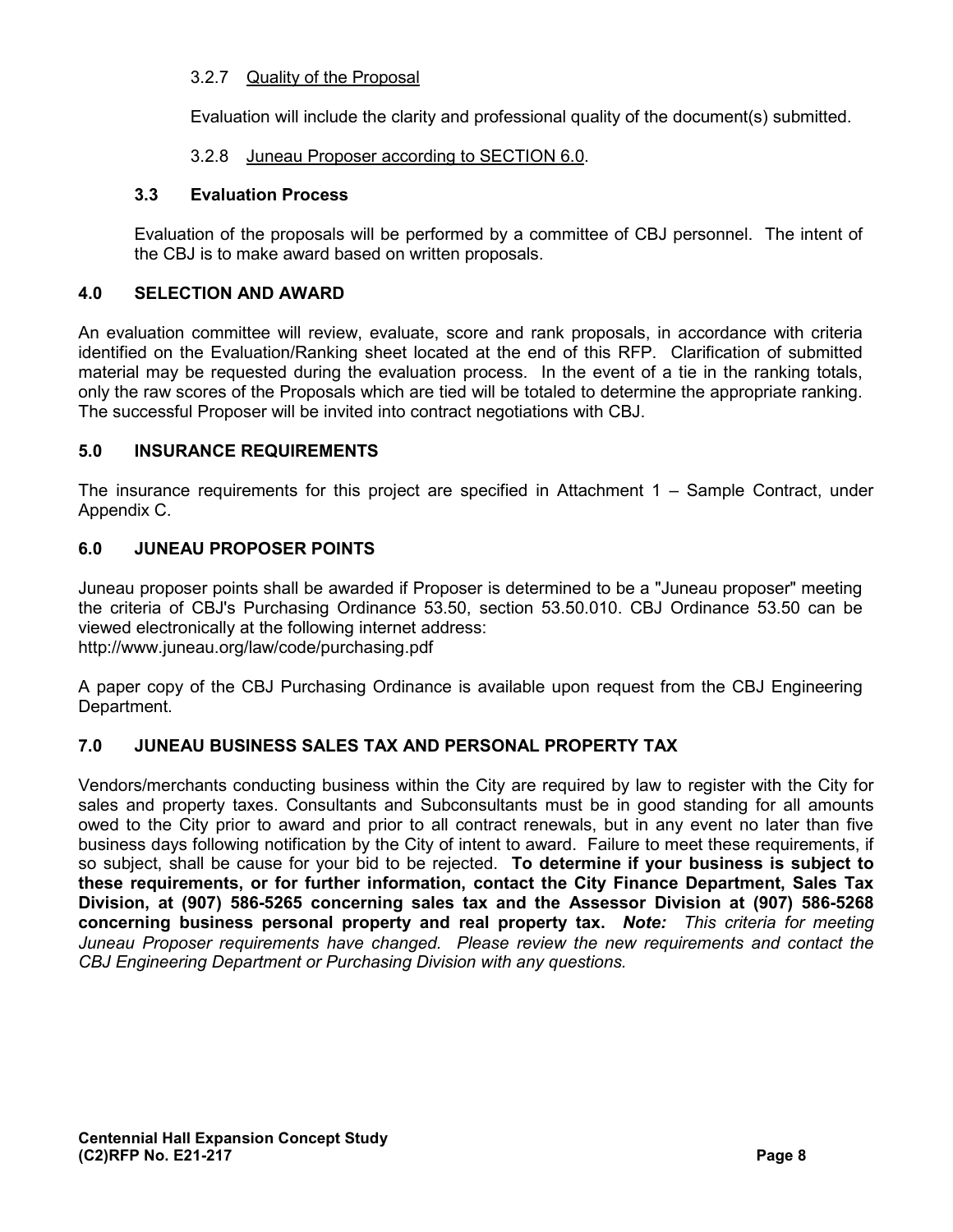#### 3.2.7 Quality of the Proposal

Evaluation will include the clarity and professional quality of the document(s) submitted.

#### 3.2.8 Juneau Proposer according to SECTION 6.0.

### 3.3 Evaluation Process

Evaluation of the proposals will be performed by a committee of CBJ personnel. The intent of the CBJ is to make award based on written proposals.

## 4.0 SELECTION AND AWARD

An evaluation committee will review, evaluate, score and rank proposals, in accordance with criteria identified on the Evaluation/Ranking sheet located at the end of this RFP. Clarification of submitted material may be requested during the evaluation process. In the event of a tie in the ranking totals, only the raw scores of the Proposals which are tied will be totaled to determine the appropriate ranking. The successful Proposer will be invited into contract negotiations with CBJ.

## 5.0 INSURANCE REQUIREMENTS

The insurance requirements for this project are specified in Attachment 1 – Sample Contract, under Appendix C.

## 6.0 JUNEAU PROPOSER POINTS

Juneau proposer points shall be awarded if Proposer is determined to be a "Juneau proposer" meeting the criteria of CBJ's Purchasing Ordinance 53.50, section 53.50.010. CBJ Ordinance 53.50 can be viewed electronically at the following internet address:
http://www.juneau.org/law/code/purchasing.pdf

A paper copy of the CBJ Purchasing Ordinance is available upon request from the CBJ Engineering Department.

## 7.0 JUNEAU BUSINESS SALES TAX AND PERSONAL PROPERTY TAX

Vendors/merchants conducting business within the City are required by law to register with the City for sales and property taxes. Consultants and Subconsultants must be in good standing for all amounts owed to the City prior to award and prior to all contract renewals, but in any event no later than five business days following notification by the City of intent to award. Failure to meet these requirements, if so subject, shall be cause for your bid to be rejected. **To determine if your business is subject to these requirements, or for further information, contact the City Finance Department, Sales Tax Division, at (907) 586-5265 concerning sales tax and the Assessor Division at (907) 586-5268 concerning business personal property and real property tax.** ***Note:*** *This criteria for meeting Juneau Proposer requirements have changed. Please review the new requirements and contact the CBJ Engineering Department or Purchasing Division with any questions.*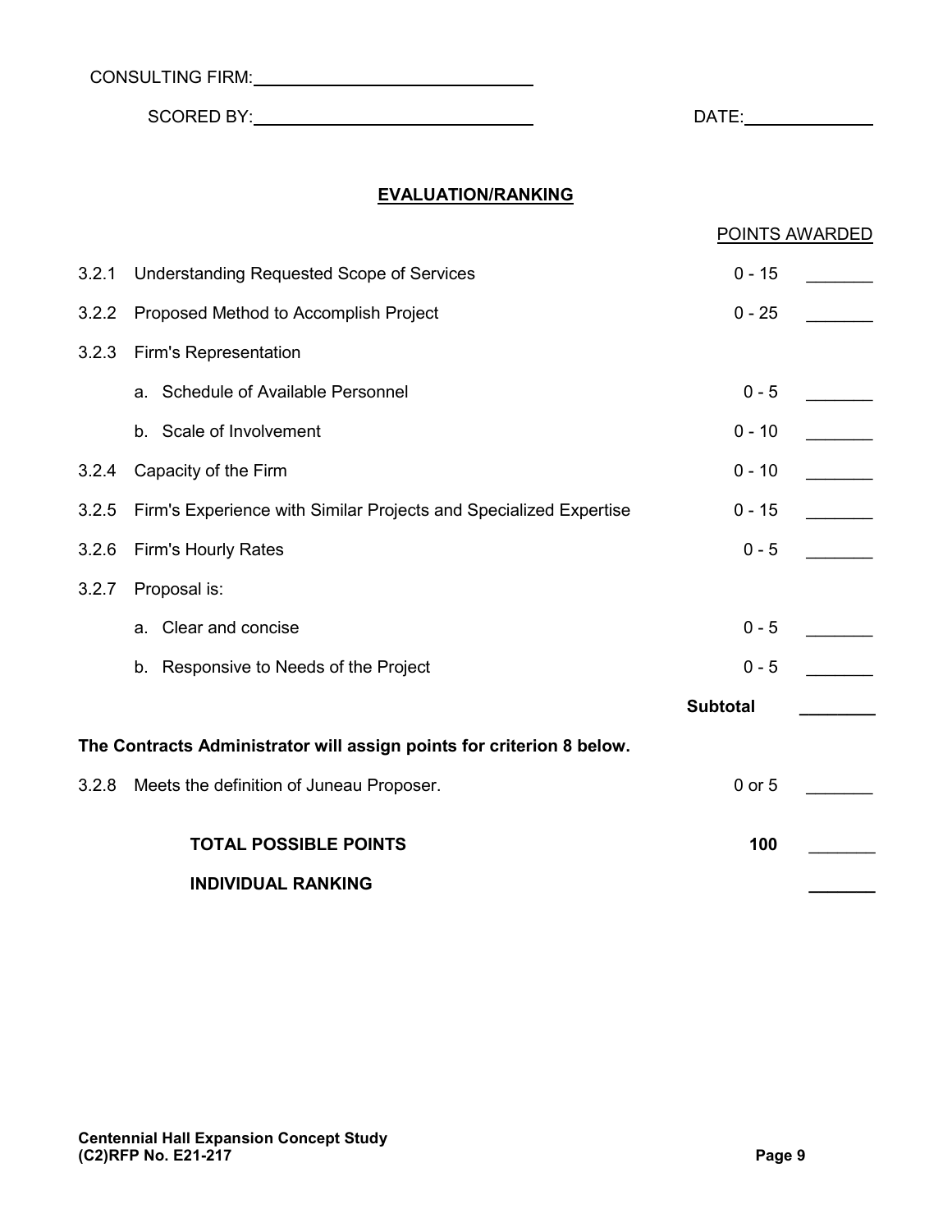CONSULTING FIRM: ______________________________

SCORED BY: ______________________________ DATE: ______________

## EVALUATION/RANKING

| | | | POINTS AWARDED |
|---|---|---|---|
| 3.2.1 | Understanding Requested Scope of Services | 0 - 15 | _______ |
| 3.2.2 | Proposed Method to Accomplish Project | 0 - 25 | _______ |
| 3.2.3 | Firm's Representation | | |
| | a. Schedule of Available Personnel | 0 - 5 | _______ |
| | b. Scale of Involvement | 0 - 10 | _______ |
| 3.2.4 | Capacity of the Firm | 0 - 10 | _______ |
| 3.2.5 | Firm's Experience with Similar Projects and Specialized Expertise | 0 - 15 | _______ |
| 3.2.6 | Firm's Hourly Rates | 0 - 5 | _______ |
| 3.2.7 | Proposal is: | | |
| | a. Clear and concise | 0 - 5 | _______ |
| | b. Responsive to Needs of the Project | 0 - 5 | _______ |
| | | **Subtotal** | ________ |

**The Contracts Administrator will assign points for criterion 8 below.**

| | | | |
|---|---|---|---|
| 3.2.8 | Meets the definition of Juneau Proposer. | 0 or 5 | _______ |
| | **TOTAL POSSIBLE POINTS** | **100** | _______ |
| | **INDIVIDUAL RANKING** | | _______ |

**Centennial Hall Expansion Concept Study**
**(C2)RFP No. E21-217**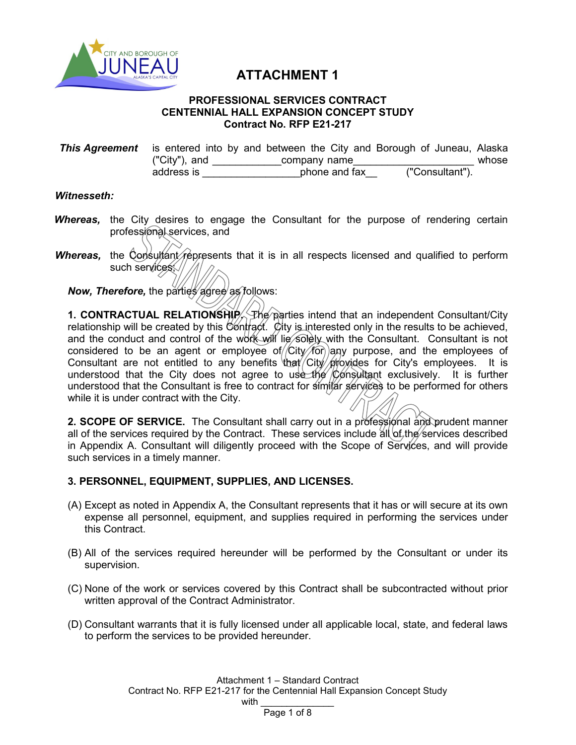# ATTACHMENT 1

## PROFESSIONAL SERVICES CONTRACT
## CENTENNIAL HALL EXPANSION CONCEPT STUDY
## Contract No. RFP E21-217

***This Agreement*** is entered into by and between the City and Borough of Juneau, Alaska ("City"), and ____________company name_____________________ whose address is _________________phone and fax__ ("Consultant").

***Witnesseth:***

***Whereas,*** the City desires to engage the Consultant for the purpose of rendering certain professional services, and

***Whereas,*** the Consultant represents that it is in all respects licensed and qualified to perform such services;

***Now, Therefore,*** the parties agree as follows:

**1. CONTRACTUAL RELATIONSHIP.** The parties intend that an independent Consultant/City relationship will be created by this Contract. City is interested only in the results to be achieved, and the conduct and control of the work will lie solely with the Consultant. Consultant is not considered to be an agent or employee of City for any purpose, and the employees of Consultant are not entitled to any benefits that City provides for City's employees. It is understood that the City does not agree to use the Consultant exclusively. It is further understood that the Consultant is free to contract for similar services to be performed for others while it is under contract with the City.

**2. SCOPE OF SERVICE.** The Consultant shall carry out in a professional and prudent manner all of the services required by the Contract. These services include all of the services described in Appendix A. Consultant will diligently proceed with the Scope of Services, and will provide such services in a timely manner.

**3. PERSONNEL, EQUIPMENT, SUPPLIES, AND LICENSES.**

(A) Except as noted in Appendix A, the Consultant represents that it has or will secure at its own expense all personnel, equipment, and supplies required in performing the services under this Contract.

(B) All of the services required hereunder will be performed by the Consultant or under its supervision.

(C) None of the work or services covered by this Contract shall be subcontracted without prior written approval of the Contract Administrator.

(D) Consultant warrants that it is fully licensed under all applicable local, state, and federal laws to perform the services to be provided hereunder.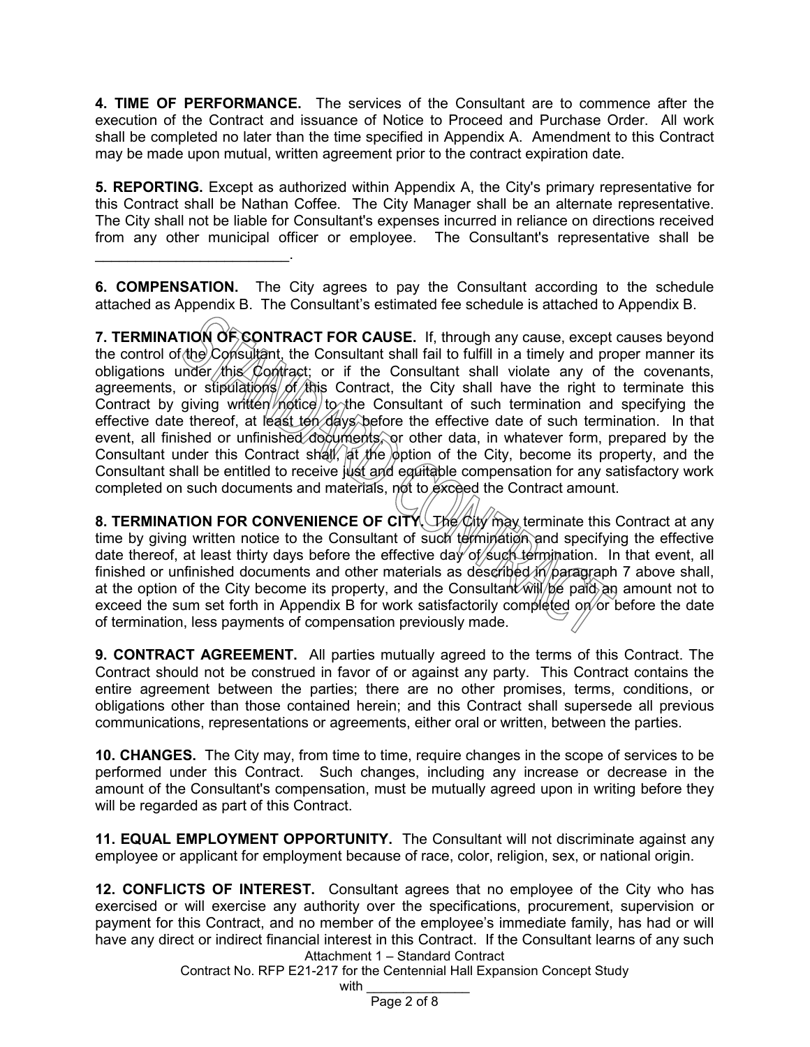**4. TIME OF PERFORMANCE.** The services of the Consultant are to commence after the execution of the Contract and issuance of Notice to Proceed and Purchase Order. All work shall be completed no later than the time specified in Appendix A. Amendment to this Contract may be made upon mutual, written agreement prior to the contract expiration date.

**5. REPORTING.** Except as authorized within Appendix A, the City's primary representative for this Contract shall be Nathan Coffee. The City Manager shall be an alternate representative. The City shall not be liable for Consultant's expenses incurred in reliance on directions received from any other municipal officer or employee. The Consultant's representative shall be ________________________.

**6. COMPENSATION.** The City agrees to pay the Consultant according to the schedule attached as Appendix B. The Consultant's estimated fee schedule is attached to Appendix B.

**7. TERMINATION OF CONTRACT FOR CAUSE.** If, through any cause, except causes beyond the control of the Consultant, the Consultant shall fail to fulfill in a timely and proper manner its obligations under this Contract; or if the Consultant shall violate any of the covenants, agreements, or stipulations of this Contract, the City shall have the right to terminate this Contract by giving written notice to the Consultant of such termination and specifying the effective date thereof, at least ten days before the effective date of such termination. In that event, all finished or unfinished documents, or other data, in whatever form, prepared by the Consultant under this Contract shall, at the option of the City, become its property, and the Consultant shall be entitled to receive just and equitable compensation for any satisfactory work completed on such documents and materials, not to exceed the Contract amount.

**8. TERMINATION FOR CONVENIENCE OF CITY.** The City may terminate this Contract at any time by giving written notice to the Consultant of such termination and specifying the effective date thereof, at least thirty days before the effective day of such termination. In that event, all finished or unfinished documents and other materials as described in paragraph 7 above shall, at the option of the City become its property, and the Consultant will be paid an amount not to exceed the sum set forth in Appendix B for work satisfactorily completed on or before the date of termination, less payments of compensation previously made.

**9. CONTRACT AGREEMENT.** All parties mutually agreed to the terms of this Contract. The Contract should not be construed in favor of or against any party. This Contract contains the entire agreement between the parties; there are no other promises, terms, conditions, or obligations other than those contained herein; and this Contract shall supersede all previous communications, representations or agreements, either oral or written, between the parties.

**10. CHANGES.** The City may, from time to time, require changes in the scope of services to be performed under this Contract. Such changes, including any increase or decrease in the amount of the Consultant's compensation, must be mutually agreed upon in writing before they will be regarded as part of this Contract.

**11. EQUAL EMPLOYMENT OPPORTUNITY.** The Consultant will not discriminate against any employee or applicant for employment because of race, color, religion, sex, or national origin.

**12. CONFLICTS OF INTEREST.** Consultant agrees that no employee of the City who has exercised or will exercise any authority over the specifications, procurement, supervision or payment for this Contract, and no member of the employee's immediate family, has had or will have any direct or indirect financial interest in this Contract. If the Consultant learns of any such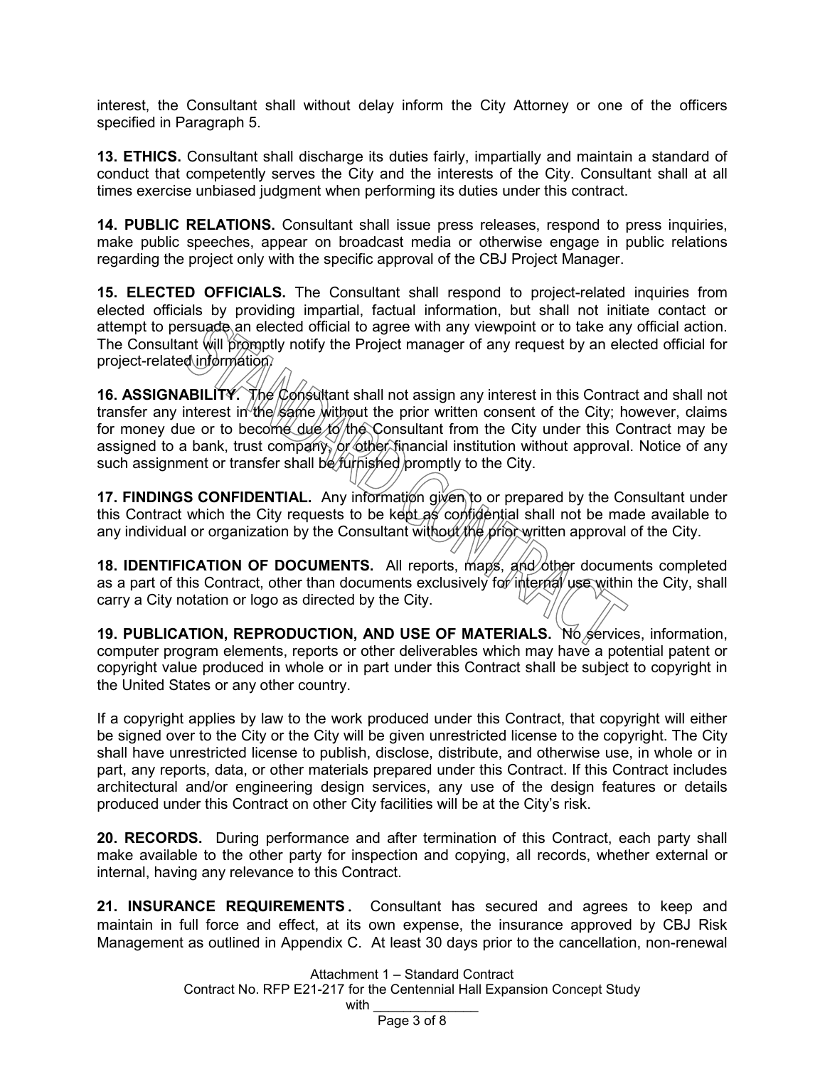interest, the Consultant shall without delay inform the City Attorney or one of the officers specified in Paragraph 5.

**13. ETHICS.** Consultant shall discharge its duties fairly, impartially and maintain a standard of conduct that competently serves the City and the interests of the City. Consultant shall at all times exercise unbiased judgment when performing its duties under this contract.

**14. PUBLIC RELATIONS.** Consultant shall issue press releases, respond to press inquiries, make public speeches, appear on broadcast media or otherwise engage in public relations regarding the project only with the specific approval of the CBJ Project Manager.

**15. ELECTED OFFICIALS.** The Consultant shall respond to project-related inquiries from elected officials by providing impartial, factual information, but shall not initiate contact or attempt to persuade an elected official to agree with any viewpoint or to take any official action. The Consultant will promptly notify the Project manager of any request by an elected official for project-related information.

**16. ASSIGNABILITY.** The Consultant shall not assign any interest in this Contract and shall not transfer any interest in the same without the prior written consent of the City; however, claims for money due or to become due to the Consultant from the City under this Contract may be assigned to a bank, trust company, or other financial institution without approval. Notice of any such assignment or transfer shall be furnished promptly to the City.

**17. FINDINGS CONFIDENTIAL.** Any information given to or prepared by the Consultant under this Contract which the City requests to be kept as confidential shall not be made available to any individual or organization by the Consultant without the prior written approval of the City.

**18. IDENTIFICATION OF DOCUMENTS.** All reports, maps, and other documents completed as a part of this Contract, other than documents exclusively for internal use within the City, shall carry a City notation or logo as directed by the City.

**19. PUBLICATION, REPRODUCTION, AND USE OF MATERIALS.** No services, information, computer program elements, reports or other deliverables which may have a potential patent or copyright value produced in whole or in part under this Contract shall be subject to copyright in the United States or any other country.

If a copyright applies by law to the work produced under this Contract, that copyright will either be signed over to the City or the City will be given unrestricted license to the copyright. The City shall have unrestricted license to publish, disclose, distribute, and otherwise use, in whole or in part, any reports, data, or other materials prepared under this Contract. If this Contract includes architectural and/or engineering design services, any use of the design features or details produced under this Contract on other City facilities will be at the City's risk.

**20. RECORDS.** During performance and after termination of this Contract, each party shall make available to the other party for inspection and copying, all records, whether external or internal, having any relevance to this Contract.

**21. INSURANCE REQUIREMENTS.** Consultant has secured and agrees to keep and maintain in full force and effect, at its own expense, the insurance approved by CBJ Risk Management as outlined in Appendix C. At least 30 days prior to the cancellation, non-renewal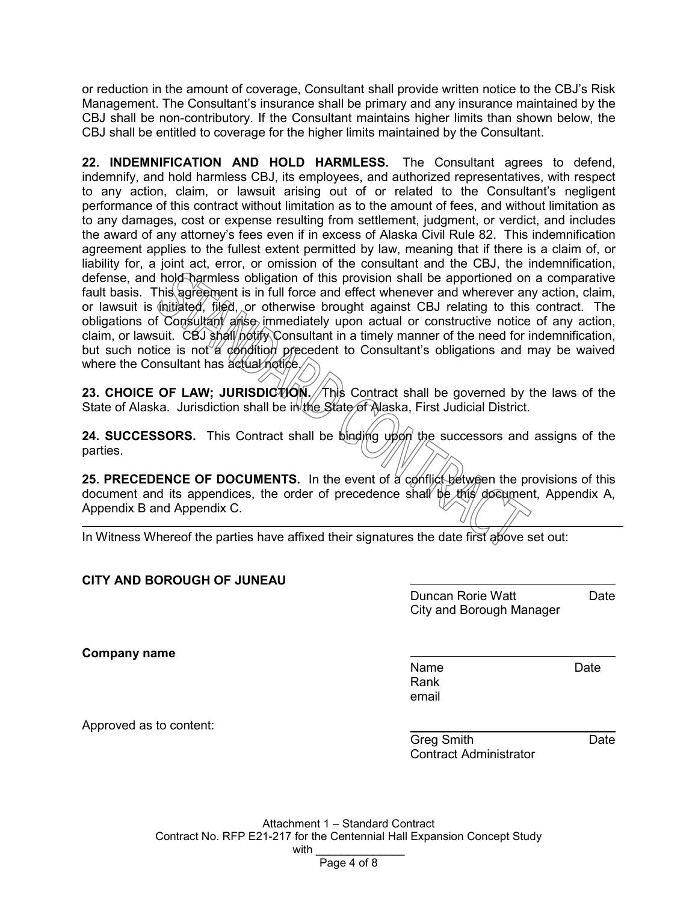or reduction in the amount of coverage, Consultant shall provide written notice to the CBJ's Risk Management. The Consultant's insurance shall be primary and any insurance maintained by the CBJ shall be non-contributory. If the Consultant maintains higher limits than shown below, the CBJ shall be entitled to coverage for the higher limits maintained by the Consultant.

**22. INDEMNIFICATION AND HOLD HARMLESS.** The Consultant agrees to defend, indemnify, and hold harmless CBJ, its employees, and authorized representatives, with respect to any action, claim, or lawsuit arising out of or related to the Consultant's negligent performance of this contract without limitation as to the amount of fees, and without limitation as to any damages, cost or expense resulting from settlement, judgment, or verdict, and includes the award of any attorney's fees even if in excess of Alaska Civil Rule 82. This indemnification agreement applies to the fullest extent permitted by law, meaning that if there is a claim of, or liability for, a joint act, error, or omission of the consultant and the CBJ, the indemnification, defense, and hold harmless obligation of this provision shall be apportioned on a comparative fault basis. This agreement is in full force and effect whenever and wherever any action, claim, or lawsuit is initiated, filed, or otherwise brought against CBJ relating to this contract. The obligations of Consultant arise immediately upon actual or constructive notice of any action, claim, or lawsuit. CBJ shall notify Consultant in a timely manner of the need for indemnification, but such notice is not a condition precedent to Consultant's obligations and may be waived where the Consultant has actual notice.

**23. CHOICE OF LAW; JURISDICTION.** This Contract shall be governed by the laws of the State of Alaska. Jurisdiction shall be in the State of Alaska, First Judicial District.

**24. SUCCESSORS.** This Contract shall be binding upon the successors and assigns of the parties.

**25. PRECEDENCE OF DOCUMENTS.** In the event of a conflict between the provisions of this document and its appendices, the order of precedence shall be this document, Appendix A, Appendix B and Appendix C.

---

In Witness Whereof the parties have affixed their signatures the date first above set out:

**CITY AND BOROUGH OF JUNEAU**

\_\_\_\_\_\_\_\_\_\_\_\_\_\_\_\_\_\_\_\_\_\_\_\_\_\_\_\_\_\_
Duncan Rorie Watt Date
City and Borough Manager

**Company name**

\_\_\_\_\_\_\_\_\_\_\_\_\_\_\_\_\_\_\_\_\_\_\_\_\_\_\_\_\_\_
Name Date
Rank
email

Approved as to content:

\_\_\_\_\_\_\_\_\_\_\_\_\_\_\_\_\_\_\_\_\_\_\_\_\_\_\_\_\_\_
Greg Smith Date
Contract Administrator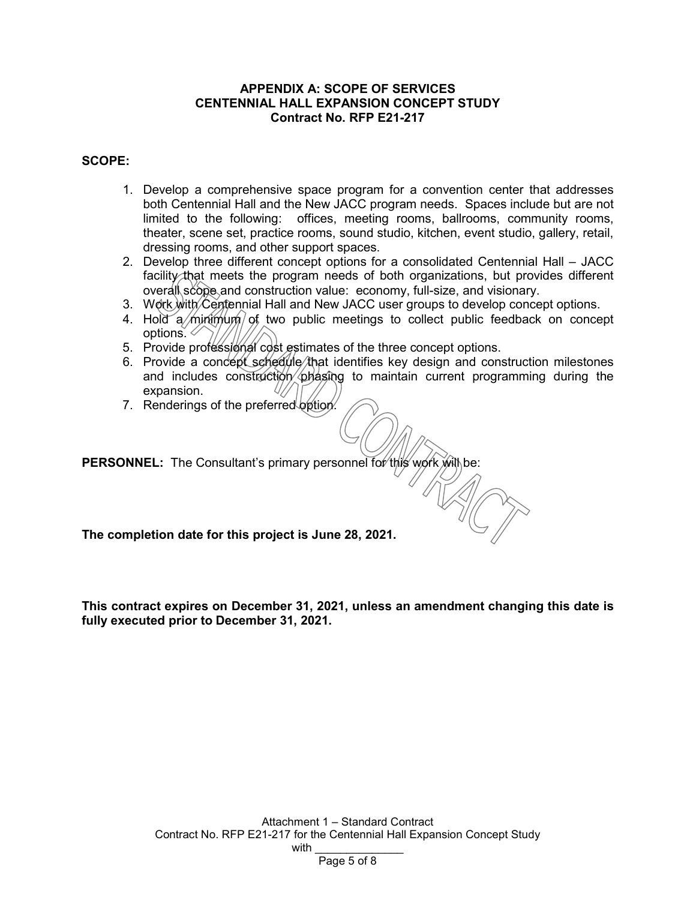## APPENDIX A: SCOPE OF SERVICES
## CENTENNIAL HALL EXPANSION CONCEPT STUDY
## Contract No. RFP E21-217

**SCOPE:**

1. Develop a comprehensive space program for a convention center that addresses both Centennial Hall and the New JACC program needs. Spaces include but are not limited to the following: offices, meeting rooms, ballrooms, community rooms, theater, scene set, practice rooms, sound studio, kitchen, event studio, gallery, retail, dressing rooms, and other support spaces.
2. Develop three different concept options for a consolidated Centennial Hall – JACC facility that meets the program needs of both organizations, but provides different overall scope and construction value: economy, full-size, and visionary.
3. Work with Centennial Hall and New JACC user groups to develop concept options.
4. Hold a minimum of two public meetings to collect public feedback on concept options.
5. Provide professional cost estimates of the three concept options.
6. Provide a concept schedule that identifies key design and construction milestones and includes construction phasing to maintain current programming during the expansion.
7. Renderings of the preferred option.

**PERSONNEL:** The Consultant's primary personnel for this work will be:

**The completion date for this project is June 28, 2021.**

**This contract expires on December 31, 2021, unless an amendment changing this date is fully executed prior to December 31, 2021.**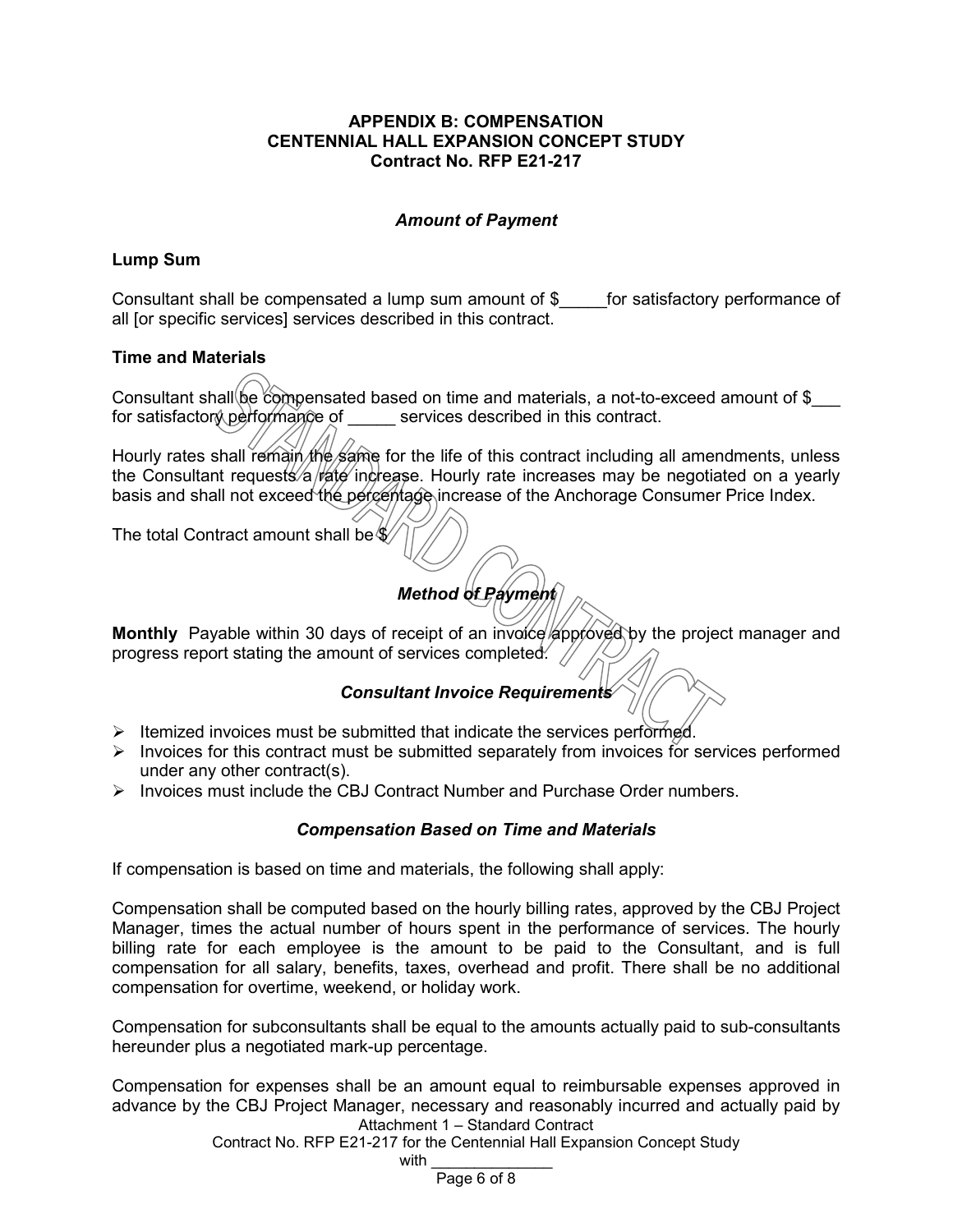# APPENDIX B: COMPENSATION
# CENTENNIAL HALL EXPANSION CONCEPT STUDY
# Contract No. RFP E21-217

### *Amount of Payment*

**Lump Sum**

Consultant shall be compensated a lump sum amount of $_____for satisfactory performance of all [or specific services] services described in this contract.

**Time and Materials**

Consultant shall be compensated based on time and materials, a not-to-exceed amount of $___ for satisfactory performance of _____ services described in this contract.

Hourly rates shall remain the same for the life of this contract including all amendments, unless the Consultant requests a rate increase. Hourly rate increases may be negotiated on a yearly basis and shall not exceed the percentage increase of the Anchorage Consumer Price Index.

The total Contract amount shall be $

### *Method of Payment*

**Monthly** Payable within 30 days of receipt of an invoice approved by the project manager and progress report stating the amount of services completed.

### *Consultant Invoice Requirements*

- Itemized invoices must be submitted that indicate the services performed.
- Invoices for this contract must be submitted separately from invoices for services performed under any other contract(s).
- Invoices must include the CBJ Contract Number and Purchase Order numbers.

### *Compensation Based on Time and Materials*

If compensation is based on time and materials, the following shall apply:

Compensation shall be computed based on the hourly billing rates, approved by the CBJ Project Manager, times the actual number of hours spent in the performance of services. The hourly billing rate for each employee is the amount to be paid to the Consultant, and is full compensation for all salary, benefits, taxes, overhead and profit. There shall be no additional compensation for overtime, weekend, or holiday work.

Compensation for subconsultants shall be equal to the amounts actually paid to sub-consultants hereunder plus a negotiated mark-up percentage.

Compensation for expenses shall be an amount equal to reimbursable expenses approved in advance by the CBJ Project Manager, necessary and reasonably incurred and actually paid by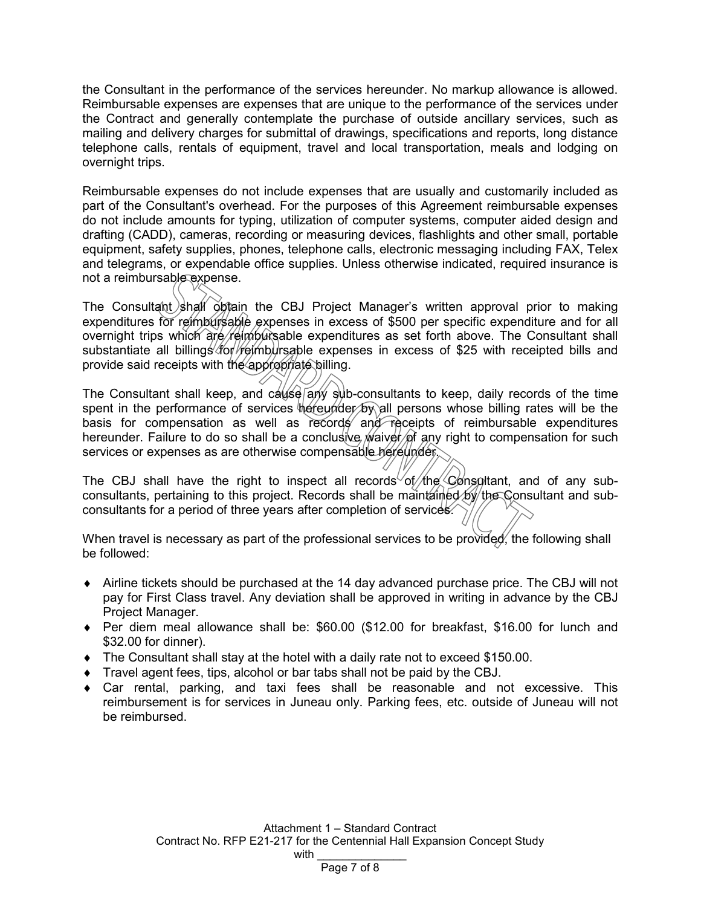the Consultant in the performance of the services hereunder. No markup allowance is allowed. Reimbursable expenses are expenses that are unique to the performance of the services under the Contract and generally contemplate the purchase of outside ancillary services, such as mailing and delivery charges for submittal of drawings, specifications and reports, long distance telephone calls, rentals of equipment, travel and local transportation, meals and lodging on overnight trips.

Reimbursable expenses do not include expenses that are usually and customarily included as part of the Consultant's overhead. For the purposes of this Agreement reimbursable expenses do not include amounts for typing, utilization of computer systems, computer aided design and drafting (CADD), cameras, recording or measuring devices, flashlights and other small, portable equipment, safety supplies, phones, telephone calls, electronic messaging including FAX, Telex and telegrams, or expendable office supplies. Unless otherwise indicated, required insurance is not a reimbursable expense.

The Consultant shall obtain the CBJ Project Manager's written approval prior to making expenditures for reimbursable expenses in excess of $500 per specific expenditure and for all overnight trips which are reimbursable expenditures as set forth above. The Consultant shall substantiate all billings for reimbursable expenses in excess of $25 with receipted bills and provide said receipts with the appropriate billing.

The Consultant shall keep, and cause any sub-consultants to keep, daily records of the time spent in the performance of services hereunder by all persons whose billing rates will be the basis for compensation as well as records and receipts of reimbursable expenditures hereunder. Failure to do so shall be a conclusive waiver of any right to compensation for such services or expenses as are otherwise compensable hereunder.

The CBJ shall have the right to inspect all records of the Consultant, and of any sub-consultants, pertaining to this project. Records shall be maintained by the Consultant and sub-consultants for a period of three years after completion of services.

When travel is necessary as part of the professional services to be provided, the following shall be followed:

- Airline tickets should be purchased at the 14 day advanced purchase price. The CBJ will not pay for First Class travel. Any deviation shall be approved in writing in advance by the CBJ Project Manager.
- Per diem meal allowance shall be: $60.00 ($12.00 for breakfast, $16.00 for lunch and $32.00 for dinner).
- The Consultant shall stay at the hotel with a daily rate not to exceed $150.00.
- Travel agent fees, tips, alcohol or bar tabs shall not be paid by the CBJ.
- Car rental, parking, and taxi fees shall be reasonable and not excessive. This reimbursement is for services in Juneau only. Parking fees, etc. outside of Juneau will not be reimbursed.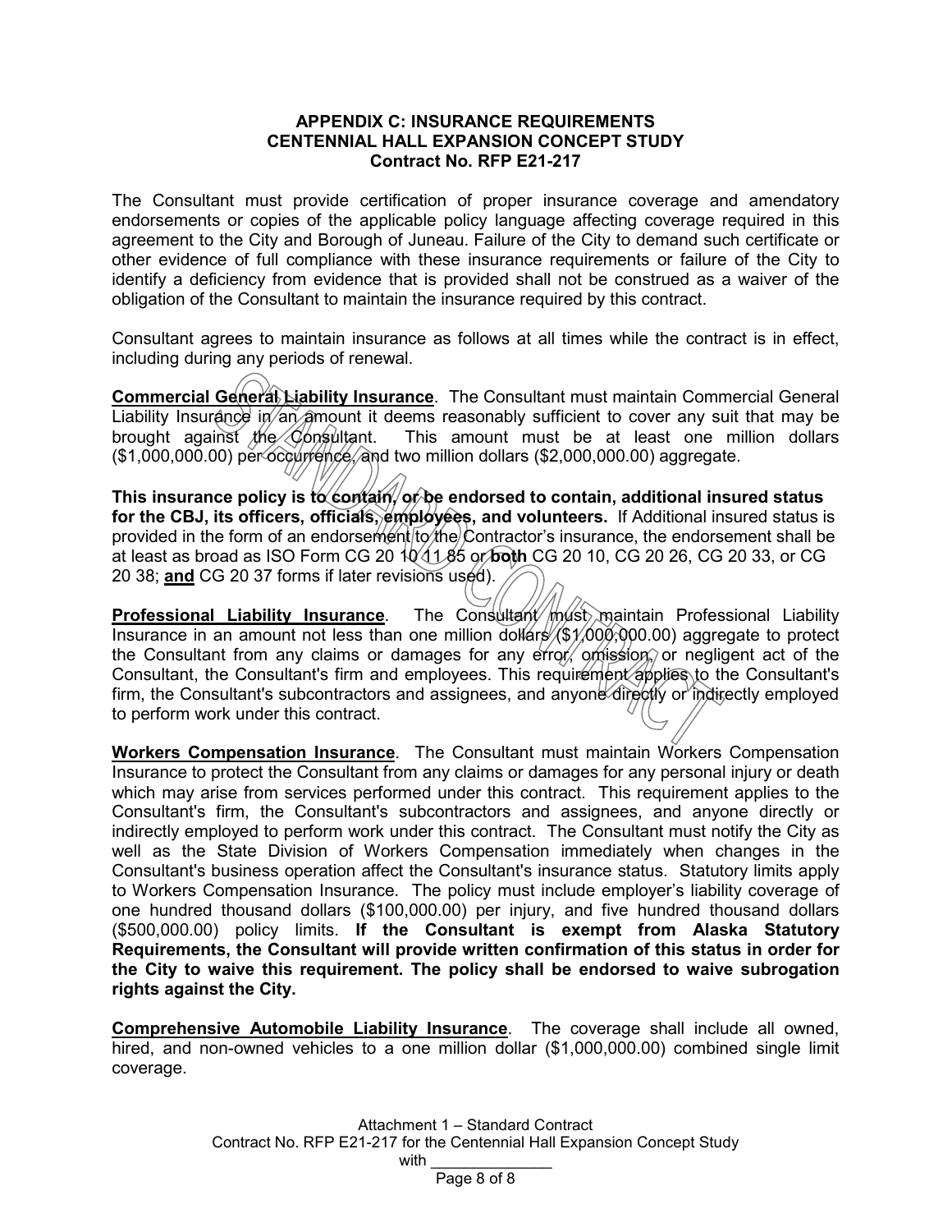**APPENDIX C: INSURANCE REQUIREMENTS**
**CENTENNIAL HALL EXPANSION CONCEPT STUDY**
**Contract No. RFP E21-217**

The Consultant must provide certification of proper insurance coverage and amendatory endorsements or copies of the applicable policy language affecting coverage required in this agreement to the City and Borough of Juneau. Failure of the City to demand such certificate or other evidence of full compliance with these insurance requirements or failure of the City to identify a deficiency from evidence that is provided shall not be construed as a waiver of the obligation of the Consultant to maintain the insurance required by this contract.

Consultant agrees to maintain insurance as follows at all times while the contract is in effect, including during any periods of renewal.

**Commercial General Liability Insurance**. The Consultant must maintain Commercial General Liability Insurance in an amount it deems reasonably sufficient to cover any suit that may be brought against the Consultant. This amount must be at least one million dollars ($1,000,000.00) per occurrence, and two million dollars ($2,000,000.00) aggregate.

**This insurance policy is to contain, or be endorsed to contain, additional insured status for the CBJ, its officers, officials, employees, and volunteers.** If Additional insured status is provided in the form of an endorsement to the Contractor's insurance, the endorsement shall be at least as broad as ISO Form CG 20 10 11 85 or **both** CG 20 10, CG 20 26, CG 20 33, or CG 20 38; **and** CG 20 37 forms if later revisions used).

**Professional Liability Insurance**. The Consultant must maintain Professional Liability Insurance in an amount not less than one million dollars ($1,000,000.00) aggregate to protect the Consultant from any claims or damages for any error, omission, or negligent act of the Consultant, the Consultant's firm and employees. This requirement applies to the Consultant's firm, the Consultant's subcontractors and assignees, and anyone directly or indirectly employed to perform work under this contract.

**Workers Compensation Insurance**. The Consultant must maintain Workers Compensation Insurance to protect the Consultant from any claims or damages for any personal injury or death which may arise from services performed under this contract. This requirement applies to the Consultant's firm, the Consultant's subcontractors and assignees, and anyone directly or indirectly employed to perform work under this contract. The Consultant must notify the City as well as the State Division of Workers Compensation immediately when changes in the Consultant's business operation affect the Consultant's insurance status. Statutory limits apply to Workers Compensation Insurance. The policy must include employer's liability coverage of one hundred thousand dollars ($100,000.00) per injury, and five hundred thousand dollars ($500,000.00) policy limits. **If the Consultant is exempt from Alaska Statutory Requirements, the Consultant will provide written confirmation of this status in order for the City to waive this requirement. The policy shall be endorsed to waive subrogation rights against the City.**

**Comprehensive Automobile Liability Insurance**. The coverage shall include all owned, hired, and non-owned vehicles to a one million dollar ($1,000,000.00) combined single limit coverage.